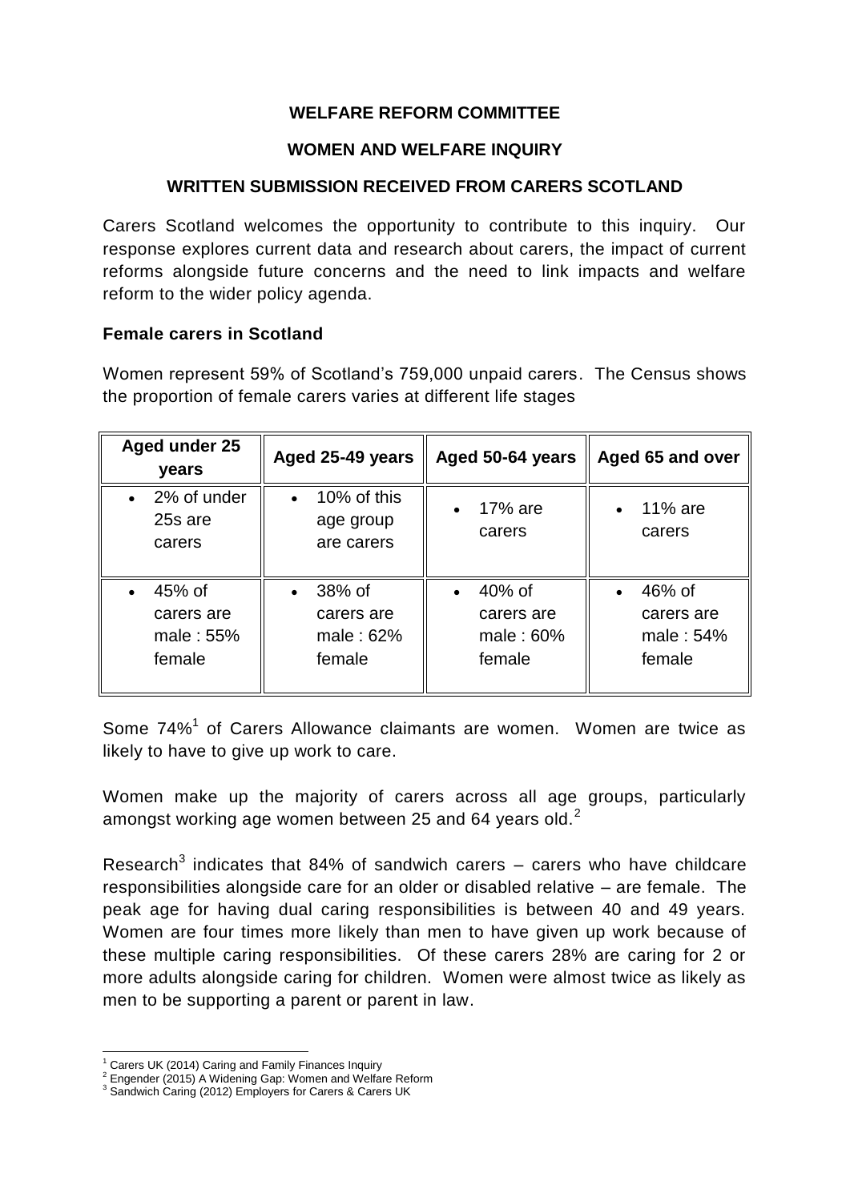**WELFARE REFORM COMMITTEE**

**WOMEN AND WELFARE INQUIRY**

**WRITTEN SUBMISSION RECEIVED FROM CARERS SCOTLAND**

Carers Scotland welcomes the opportunity to contribute to this inquiry. Our response explores current data and research about carers, the impact of current reforms alongside future concerns and the need to link impacts and welfare reform to the wider policy agenda.

**Female carers in Scotland**

Women represent 59% of Scotland's 759,000 unpaid carers. The Census shows the proportion of female carers varies at different life stages

| Aged under 25 years | Aged 25-49 years | Aged 50-64 years | Aged 65 and over |
|---|---|---|---|
| • 2% of under 25s are carers | • 10% of this age group are carers | • 17% are carers | • 11% are carers |
| • 45% of carers are male : 55% female | • 38% of carers are male : 62% female | • 40% of carers are male : 60% female | • 46% of carers are male : 54% female |

Some 74%[1] of Carers Allowance claimants are women. Women are twice as likely to have to give up work to care.

Women make up the majority of carers across all age groups, particularly amongst working age women between 25 and 64 years old.[2]

Research[3] indicates that 84% of sandwich carers – carers who have childcare responsibilities alongside care for an older or disabled relative – are female. The peak age for having dual caring responsibilities is between 40 and 49 years. Women are four times more likely than men to have given up work because of these multiple caring responsibilities. Of these carers 28% are caring for 2 or more adults alongside caring for children. Women were almost twice as likely as men to be supporting a parent or parent in law.

[1] Carers UK (2014) Caring and Family Finances Inquiry
[2] Engender (2015) A Widening Gap: Women and Welfare Reform
[3] Sandwich Caring (2012) Employers for Carers & Carers UK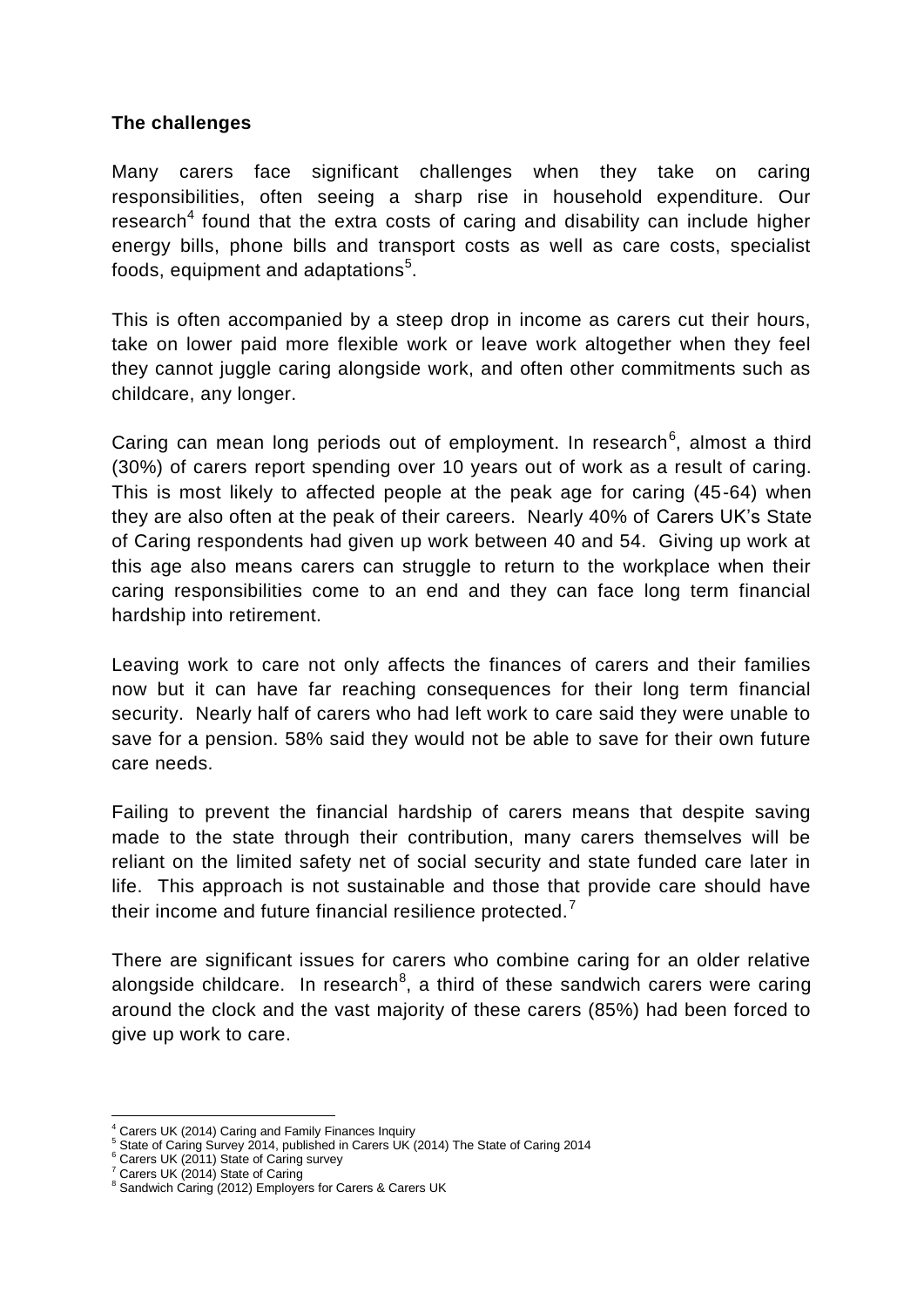**The challenges**

Many carers face significant challenges when they take on caring responsibilities, often seeing a sharp rise in household expenditure. Our research[4] found that the extra costs of caring and disability can include higher energy bills, phone bills and transport costs as well as care costs, specialist foods, equipment and adaptations[5].

This is often accompanied by a steep drop in income as carers cut their hours, take on lower paid more flexible work or leave work altogether when they feel they cannot juggle caring alongside work, and often other commitments such as childcare, any longer.

Caring can mean long periods out of employment. In research[6], almost a third (30%) of carers report spending over 10 years out of work as a result of caring. This is most likely to affected people at the peak age for caring (45-64) when they are also often at the peak of their careers. Nearly 40% of Carers UK's State of Caring respondents had given up work between 40 and 54. Giving up work at this age also means carers can struggle to return to the workplace when their caring responsibilities come to an end and they can face long term financial hardship into retirement.

Leaving work to care not only affects the finances of carers and their families now but it can have far reaching consequences for their long term financial security. Nearly half of carers who had left work to care said they were unable to save for a pension. 58% said they would not be able to save for their own future care needs.

Failing to prevent the financial hardship of carers means that despite saving made to the state through their contribution, many carers themselves will be reliant on the limited safety net of social security and state funded care later in life. This approach is not sustainable and those that provide care should have their income and future financial resilience protected.[7]

There are significant issues for carers who combine caring for an older relative alongside childcare. In research[8], a third of these sandwich carers were caring around the clock and the vast majority of these carers (85%) had been forced to give up work to care.

---

[4] Carers UK (2014) Caring and Family Finances Inquiry
[5] State of Caring Survey 2014, published in Carers UK (2014) The State of Caring 2014
[6] Carers UK (2011) State of Caring survey
[7] Carers UK (2014) State of Caring
[8] Sandwich Caring (2012) Employers for Carers & Carers UK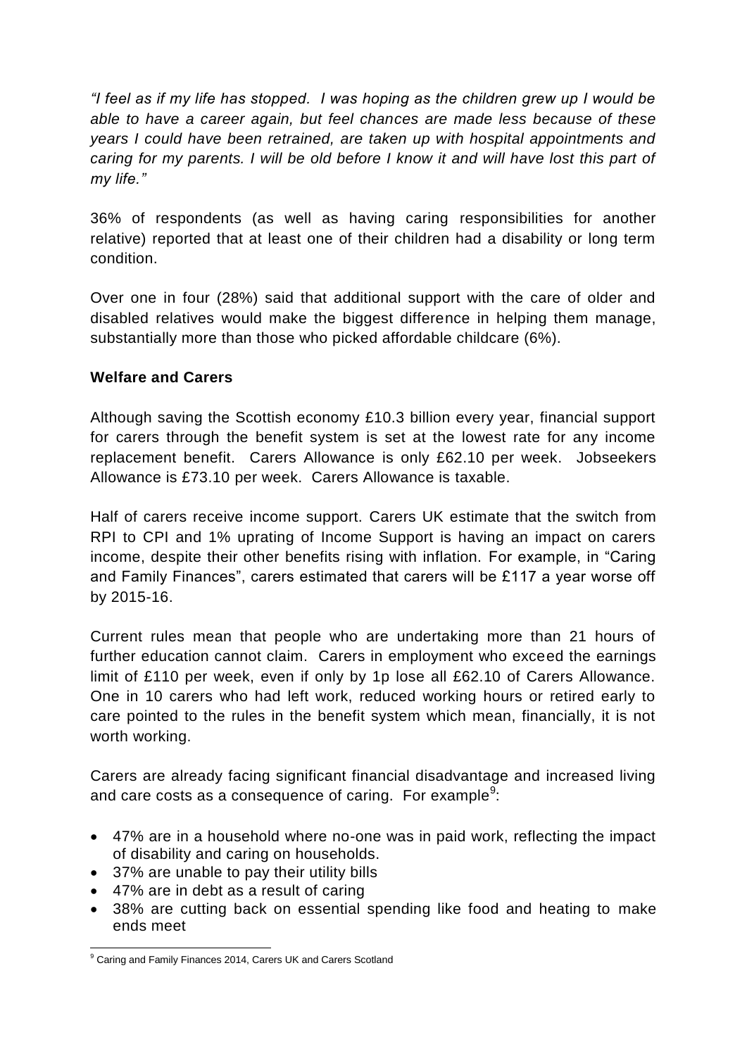*“I feel as if my life has stopped. I was hoping as the children grew up I would be able to have a career again, but feel chances are made less because of these years I could have been retrained, are taken up with hospital appointments and caring for my parents. I will be old before I know it and will have lost this part of my life.”*

36% of respondents (as well as having caring responsibilities for another relative) reported that at least one of their children had a disability or long term condition.

Over one in four (28%) said that additional support with the care of older and disabled relatives would make the biggest difference in helping them manage, substantially more than those who picked affordable childcare (6%).

**Welfare and Carers**

Although saving the Scottish economy £10.3 billion every year, financial support for carers through the benefit system is set at the lowest rate for any income replacement benefit. Carers Allowance is only £62.10 per week. Jobseekers Allowance is £73.10 per week. Carers Allowance is taxable.

Half of carers receive income support. Carers UK estimate that the switch from RPI to CPI and 1% uprating of Income Support is having an impact on carers income, despite their other benefits rising with inflation. For example, in “Caring and Family Finances”, carers estimated that carers will be £117 a year worse off by 2015-16.

Current rules mean that people who are undertaking more than 21 hours of further education cannot claim. Carers in employment who exceed the earnings limit of £110 per week, even if only by 1p lose all £62.10 of Carers Allowance. One in 10 carers who had left work, reduced working hours or retired early to care pointed to the rules in the benefit system which mean, financially, it is not worth working.

Carers are already facing significant financial disadvantage and increased living and care costs as a consequence of caring. For example[9]:

- 47% are in a household where no-one was in paid work, reflecting the impact of disability and caring on households.
- 37% are unable to pay their utility bills
- 47% are in debt as a result of caring
- 38% are cutting back on essential spending like food and heating to make ends meet

[9] Caring and Family Finances 2014, Carers UK and Carers Scotland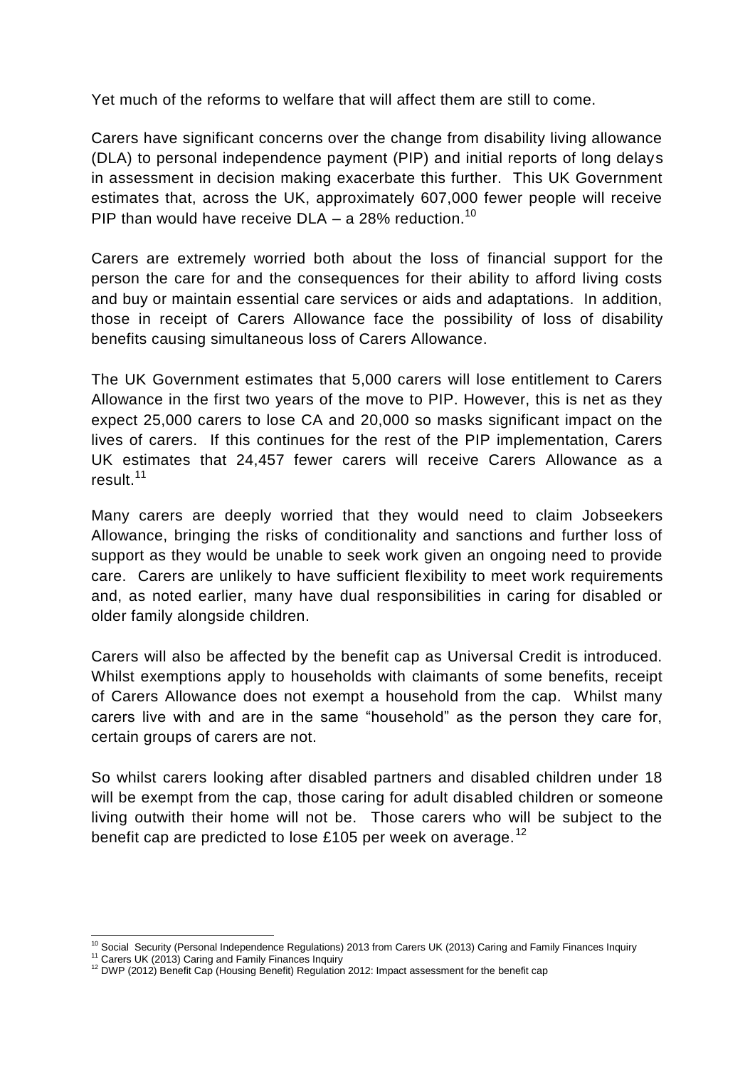Yet much of the reforms to welfare that will affect them are still to come.

Carers have significant concerns over the change from disability living allowance (DLA) to personal independence payment (PIP) and initial reports of long delays in assessment in decision making exacerbate this further. This UK Government estimates that, across the UK, approximately 607,000 fewer people will receive PIP than would have receive DLA – a 28% reduction.[10]

Carers are extremely worried both about the loss of financial support for the person the care for and the consequences for their ability to afford living costs and buy or maintain essential care services or aids and adaptations. In addition, those in receipt of Carers Allowance face the possibility of loss of disability benefits causing simultaneous loss of Carers Allowance.

The UK Government estimates that 5,000 carers will lose entitlement to Carers Allowance in the first two years of the move to PIP. However, this is net as they expect 25,000 carers to lose CA and 20,000 so masks significant impact on the lives of carers. If this continues for the rest of the PIP implementation, Carers UK estimates that 24,457 fewer carers will receive Carers Allowance as a result.[11]

Many carers are deeply worried that they would need to claim Jobseekers Allowance, bringing the risks of conditionality and sanctions and further loss of support as they would be unable to seek work given an ongoing need to provide care. Carers are unlikely to have sufficient flexibility to meet work requirements and, as noted earlier, many have dual responsibilities in caring for disabled or older family alongside children.

Carers will also be affected by the benefit cap as Universal Credit is introduced. Whilst exemptions apply to households with claimants of some benefits, receipt of Carers Allowance does not exempt a household from the cap. Whilst many carers live with and are in the same "household" as the person they care for, certain groups of carers are not.

So whilst carers looking after disabled partners and disabled children under 18 will be exempt from the cap, those caring for adult disabled children or someone living outwith their home will not be. Those carers who will be subject to the benefit cap are predicted to lose £105 per week on average.[12]

---

[10] Social Security (Personal Independence Regulations) 2013 from Carers UK (2013) Caring and Family Finances Inquiry

[11] Carers UK (2013) Caring and Family Finances Inquiry

[12] DWP (2012) Benefit Cap (Housing Benefit) Regulation 2012: Impact assessment for the benefit cap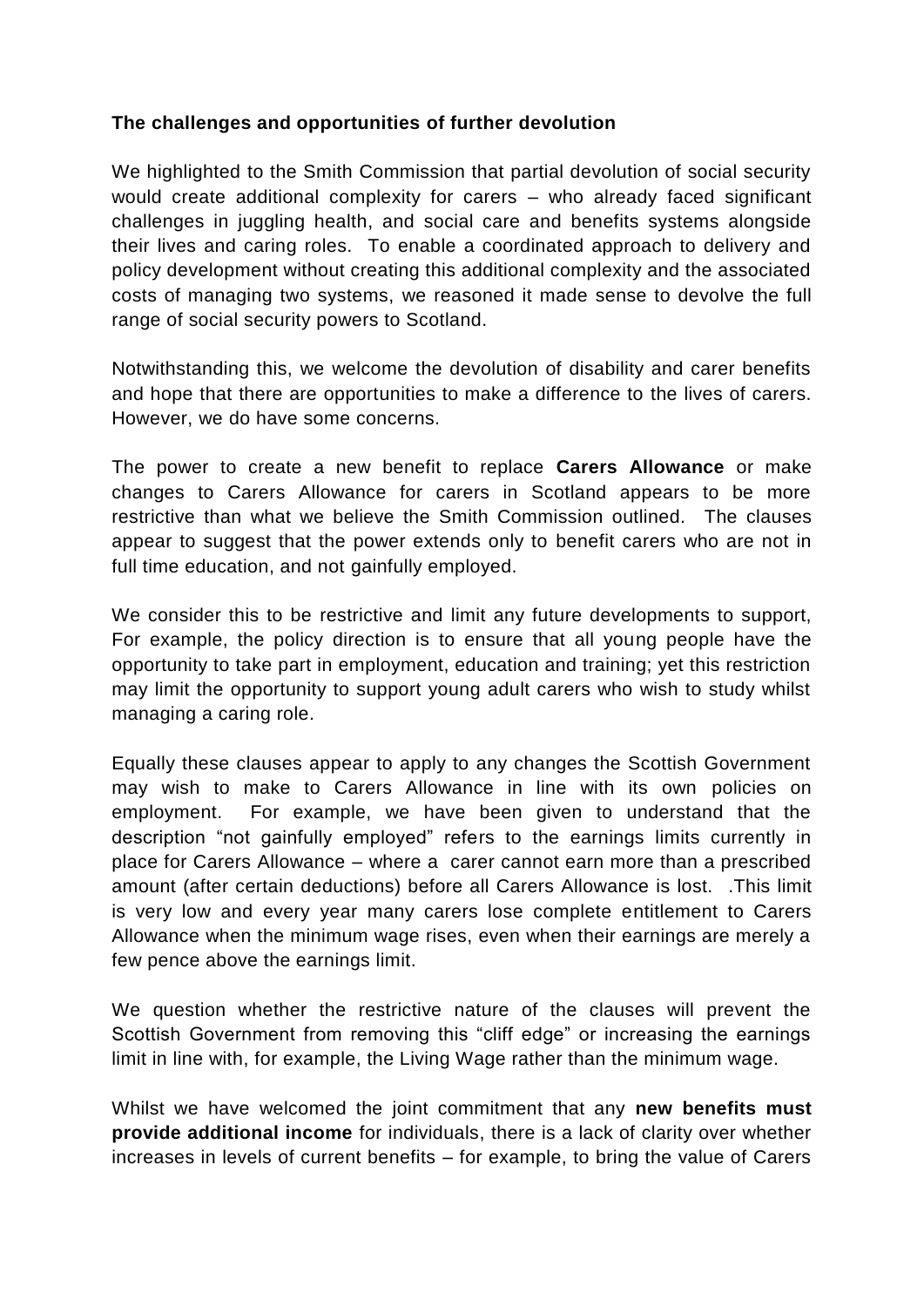**The challenges and opportunities of further devolution**

We highlighted to the Smith Commission that partial devolution of social security would create additional complexity for carers – who already faced significant challenges in juggling health, and social care and benefits systems alongside their lives and caring roles. To enable a coordinated approach to delivery and policy development without creating this additional complexity and the associated costs of managing two systems, we reasoned it made sense to devolve the full range of social security powers to Scotland.

Notwithstanding this, we welcome the devolution of disability and carer benefits and hope that there are opportunities to make a difference to the lives of carers. However, we do have some concerns.

The power to create a new benefit to replace **Carers Allowance** or make changes to Carers Allowance for carers in Scotland appears to be more restrictive than what we believe the Smith Commission outlined. The clauses appear to suggest that the power extends only to benefit carers who are not in full time education, and not gainfully employed.

We consider this to be restrictive and limit any future developments to support, For example, the policy direction is to ensure that all young people have the opportunity to take part in employment, education and training; yet this restriction may limit the opportunity to support young adult carers who wish to study whilst managing a caring role.

Equally these clauses appear to apply to any changes the Scottish Government may wish to make to Carers Allowance in line with its own policies on employment. For example, we have been given to understand that the description "not gainfully employed" refers to the earnings limits currently in place for Carers Allowance – where a carer cannot earn more than a prescribed amount (after certain deductions) before all Carers Allowance is lost. .This limit is very low and every year many carers lose complete entitlement to Carers Allowance when the minimum wage rises, even when their earnings are merely a few pence above the earnings limit.

We question whether the restrictive nature of the clauses will prevent the Scottish Government from removing this "cliff edge" or increasing the earnings limit in line with, for example, the Living Wage rather than the minimum wage.

Whilst we have welcomed the joint commitment that any **new benefits must provide additional income** for individuals, there is a lack of clarity over whether increases in levels of current benefits – for example, to bring the value of Carers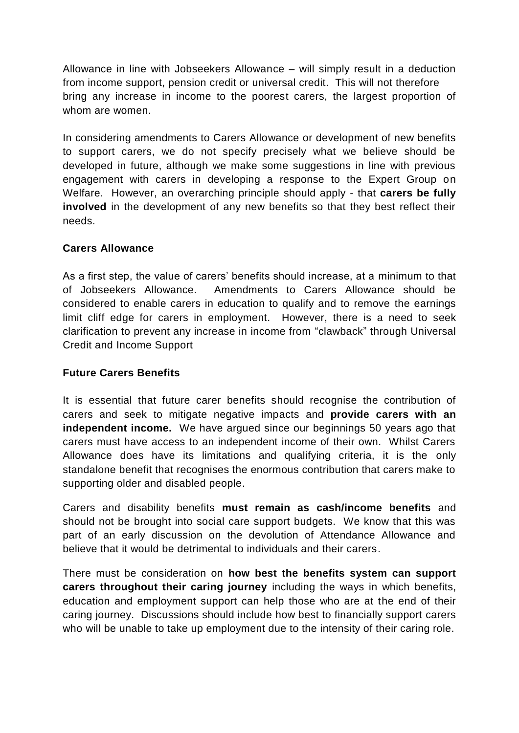Allowance in line with Jobseekers Allowance – will simply result in a deduction from income support, pension credit or universal credit. This will not therefore bring any increase in income to the poorest carers, the largest proportion of whom are women.

In considering amendments to Carers Allowance or development of new benefits to support carers, we do not specify precisely what we believe should be developed in future, although we make some suggestions in line with previous engagement with carers in developing a response to the Expert Group on Welfare. However, an overarching principle should apply - that **carers be fully involved** in the development of any new benefits so that they best reflect their needs.

**Carers Allowance**

As a first step, the value of carers' benefits should increase, at a minimum to that of Jobseekers Allowance. Amendments to Carers Allowance should be considered to enable carers in education to qualify and to remove the earnings limit cliff edge for carers in employment. However, there is a need to seek clarification to prevent any increase in income from "clawback" through Universal Credit and Income Support

**Future Carers Benefits**

It is essential that future carer benefits should recognise the contribution of carers and seek to mitigate negative impacts and **provide carers with an independent income.** We have argued since our beginnings 50 years ago that carers must have access to an independent income of their own. Whilst Carers Allowance does have its limitations and qualifying criteria, it is the only standalone benefit that recognises the enormous contribution that carers make to supporting older and disabled people.

Carers and disability benefits **must remain as cash/income benefits** and should not be brought into social care support budgets. We know that this was part of an early discussion on the devolution of Attendance Allowance and believe that it would be detrimental to individuals and their carers.

There must be consideration on **how best the benefits system can support carers throughout their caring journey** including the ways in which benefits, education and employment support can help those who are at the end of their caring journey. Discussions should include how best to financially support carers who will be unable to take up employment due to the intensity of their caring role.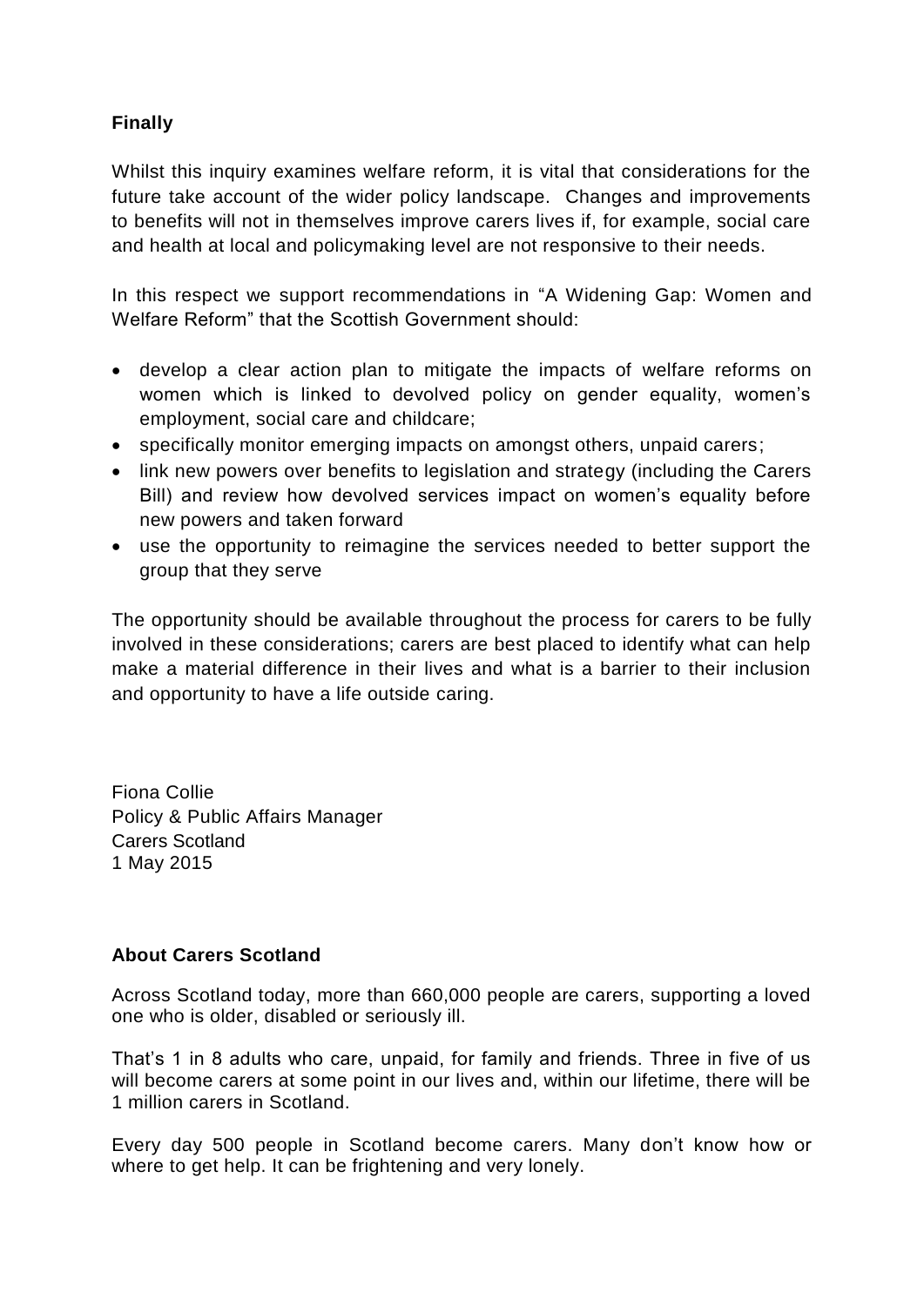**Finally**

Whilst this inquiry examines welfare reform, it is vital that considerations for the future take account of the wider policy landscape. Changes and improvements to benefits will not in themselves improve carers lives if, for example, social care and health at local and policymaking level are not responsive to their needs.

In this respect we support recommendations in "A Widening Gap: Women and Welfare Reform" that the Scottish Government should:

- develop a clear action plan to mitigate the impacts of welfare reforms on women which is linked to devolved policy on gender equality, women's employment, social care and childcare;
- specifically monitor emerging impacts on amongst others, unpaid carers;
- link new powers over benefits to legislation and strategy (including the Carers Bill) and review how devolved services impact on women's equality before new powers and taken forward
- use the opportunity to reimagine the services needed to better support the group that they serve

The opportunity should be available throughout the process for carers to be fully involved in these considerations; carers are best placed to identify what can help make a material difference in their lives and what is a barrier to their inclusion and opportunity to have a life outside caring.

Fiona Collie
Policy & Public Affairs Manager
Carers Scotland
1 May 2015

**About Carers Scotland**

Across Scotland today, more than 660,000 people are carers, supporting a loved one who is older, disabled or seriously ill.

That's 1 in 8 adults who care, unpaid, for family and friends. Three in five of us will become carers at some point in our lives and, within our lifetime, there will be 1 million carers in Scotland.

Every day 500 people in Scotland become carers. Many don't know how or where to get help. It can be frightening and very lonely.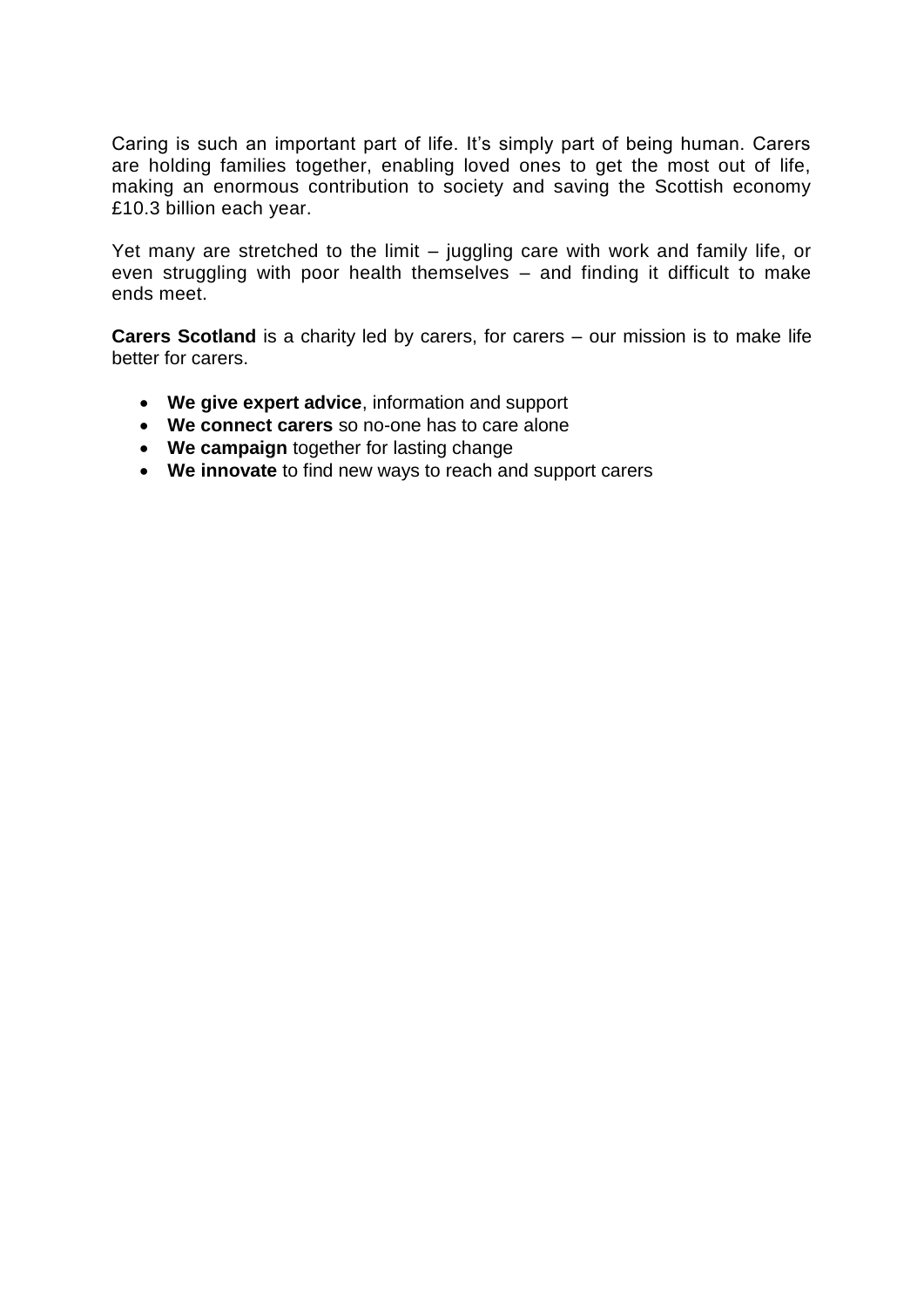Caring is such an important part of life. It's simply part of being human. Carers are holding families together, enabling loved ones to get the most out of life, making an enormous contribution to society and saving the Scottish economy £10.3 billion each year.

Yet many are stretched to the limit – juggling care with work and family life, or even struggling with poor health themselves – and finding it difficult to make ends meet.

**Carers Scotland** is a charity led by carers, for carers – our mission is to make life better for carers.

- **We give expert advice**, information and support
- **We connect carers** so no-one has to care alone
- **We campaign** together for lasting change
- **We innovate** to find new ways to reach and support carers